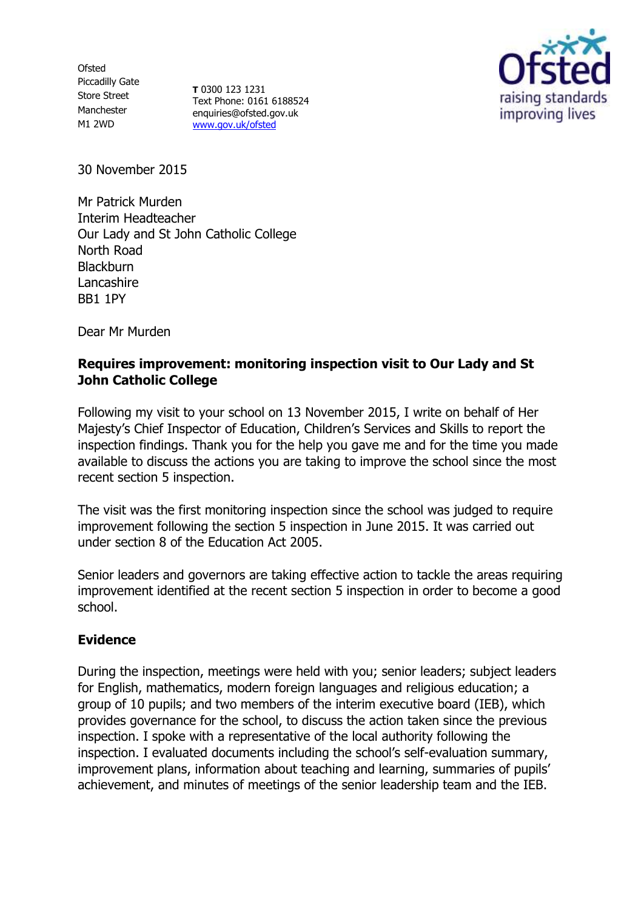Ofsted
Piccadilly Gate
Store Street
Manchester
M1 2WD

**T** 0300 123 1231
Text Phone: 0161 6188524
enquiries@ofsted.gov.uk
www.gov.uk/ofsted

30 November 2015

Mr Patrick Murden
Interim Headteacher
Our Lady and St John Catholic College
North Road
Blackburn
Lancashire
BB1 1PY

Dear Mr Murden

**Requires improvement: monitoring inspection visit to Our Lady and St John Catholic College**

Following my visit to your school on 13 November 2015, I write on behalf of Her Majesty's Chief Inspector of Education, Children's Services and Skills to report the inspection findings. Thank you for the help you gave me and for the time you made available to discuss the actions you are taking to improve the school since the most recent section 5 inspection.

The visit was the first monitoring inspection since the school was judged to require improvement following the section 5 inspection in June 2015. It was carried out under section 8 of the Education Act 2005.

Senior leaders and governors are taking effective action to tackle the areas requiring improvement identified at the recent section 5 inspection in order to become a good school.

## Evidence

During the inspection, meetings were held with you; senior leaders; subject leaders for English, mathematics, modern foreign languages and religious education; a group of 10 pupils; and two members of the interim executive board (IEB), which provides governance for the school, to discuss the action taken since the previous inspection. I spoke with a representative of the local authority following the inspection. I evaluated documents including the school's self-evaluation summary, improvement plans, information about teaching and learning, summaries of pupils' achievement, and minutes of meetings of the senior leadership team and the IEB.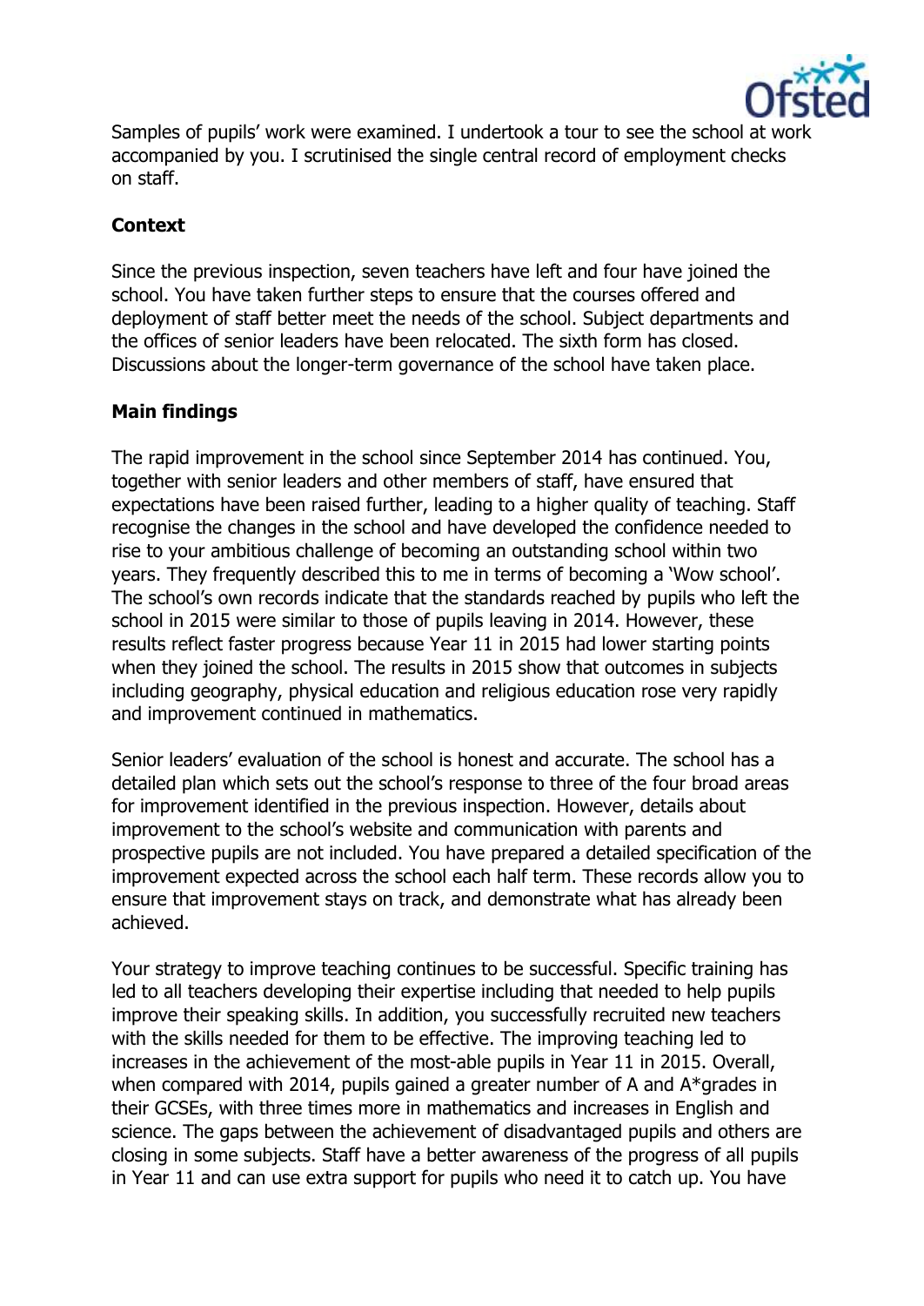Samples of pupils' work were examined. I undertook a tour to see the school at work accompanied by you. I scrutinised the single central record of employment checks on staff.

### Context

Since the previous inspection, seven teachers have left and four have joined the school. You have taken further steps to ensure that the courses offered and deployment of staff better meet the needs of the school. Subject departments and the offices of senior leaders have been relocated. The sixth form has closed. Discussions about the longer-term governance of the school have taken place.

### Main findings

The rapid improvement in the school since September 2014 has continued. You, together with senior leaders and other members of staff, have ensured that expectations have been raised further, leading to a higher quality of teaching. Staff recognise the changes in the school and have developed the confidence needed to rise to your ambitious challenge of becoming an outstanding school within two years. They frequently described this to me in terms of becoming a 'Wow school'. The school's own records indicate that the standards reached by pupils who left the school in 2015 were similar to those of pupils leaving in 2014. However, these results reflect faster progress because Year 11 in 2015 had lower starting points when they joined the school. The results in 2015 show that outcomes in subjects including geography, physical education and religious education rose very rapidly and improvement continued in mathematics.

Senior leaders' evaluation of the school is honest and accurate. The school has a detailed plan which sets out the school's response to three of the four broad areas for improvement identified in the previous inspection. However, details about improvement to the school's website and communication with parents and prospective pupils are not included. You have prepared a detailed specification of the improvement expected across the school each half term. These records allow you to ensure that improvement stays on track, and demonstrate what has already been achieved.

Your strategy to improve teaching continues to be successful. Specific training has led to all teachers developing their expertise including that needed to help pupils improve their speaking skills. In addition, you successfully recruited new teachers with the skills needed for them to be effective. The improving teaching led to increases in the achievement of the most-able pupils in Year 11 in 2015. Overall, when compared with 2014, pupils gained a greater number of A and A*grades in their GCSEs, with three times more in mathematics and increases in English and science. The gaps between the achievement of disadvantaged pupils and others are closing in some subjects. Staff have a better awareness of the progress of all pupils in Year 11 and can use extra support for pupils who need it to catch up. You have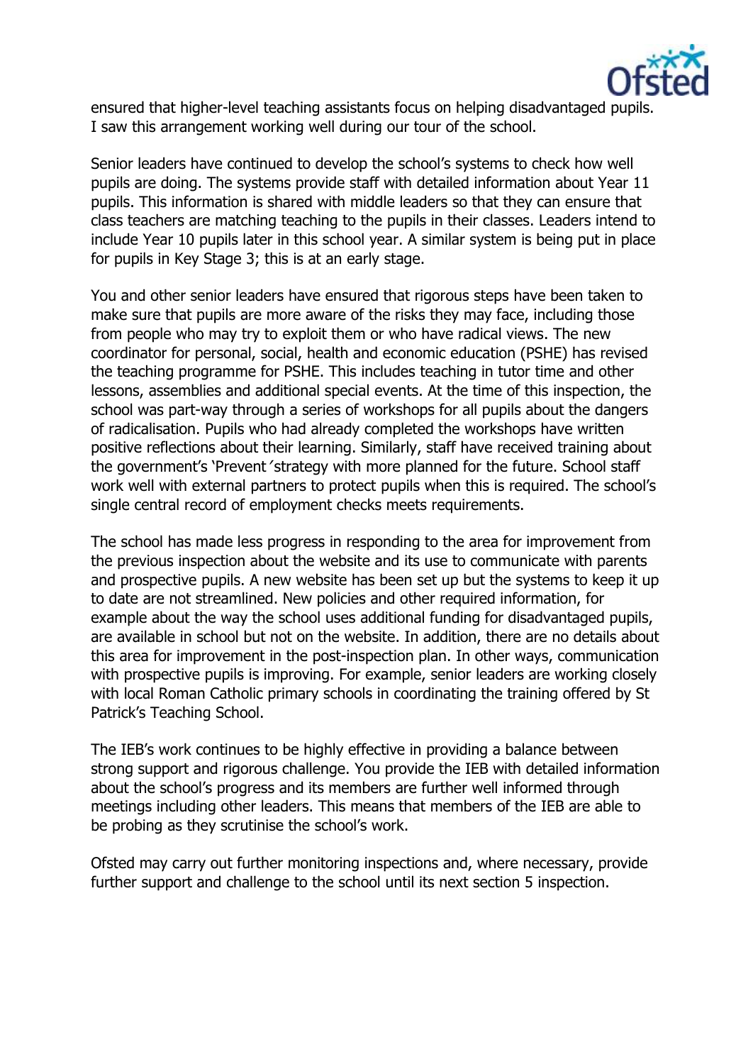ensured that higher-level teaching assistants focus on helping disadvantaged pupils. I saw this arrangement working well during our tour of the school.

Senior leaders have continued to develop the school's systems to check how well pupils are doing. The systems provide staff with detailed information about Year 11 pupils. This information is shared with middle leaders so that they can ensure that class teachers are matching teaching to the pupils in their classes. Leaders intend to include Year 10 pupils later in this school year. A similar system is being put in place for pupils in Key Stage 3; this is at an early stage.

You and other senior leaders have ensured that rigorous steps have been taken to make sure that pupils are more aware of the risks they may face, including those from people who may try to exploit them or who have radical views. The new coordinator for personal, social, health and economic education (PSHE) has revised the teaching programme for PSHE. This includes teaching in tutor time and other lessons, assemblies and additional special events. At the time of this inspection, the school was part-way through a series of workshops for all pupils about the dangers of radicalisation. Pupils who had already completed the workshops have written positive reflections about their learning. Similarly, staff have received training about the government's 'Prevent' strategy with more planned for the future. School staff work well with external partners to protect pupils when this is required. The school's single central record of employment checks meets requirements.

The school has made less progress in responding to the area for improvement from the previous inspection about the website and its use to communicate with parents and prospective pupils. A new website has been set up but the systems to keep it up to date are not streamlined. New policies and other required information, for example about the way the school uses additional funding for disadvantaged pupils, are available in school but not on the website. In addition, there are no details about this area for improvement in the post-inspection plan. In other ways, communication with prospective pupils is improving. For example, senior leaders are working closely with local Roman Catholic primary schools in coordinating the training offered by St Patrick's Teaching School.

The IEB's work continues to be highly effective in providing a balance between strong support and rigorous challenge. You provide the IEB with detailed information about the school's progress and its members are further well informed through meetings including other leaders. This means that members of the IEB are able to be probing as they scrutinise the school's work.

Ofsted may carry out further monitoring inspections and, where necessary, provide further support and challenge to the school until its next section 5 inspection.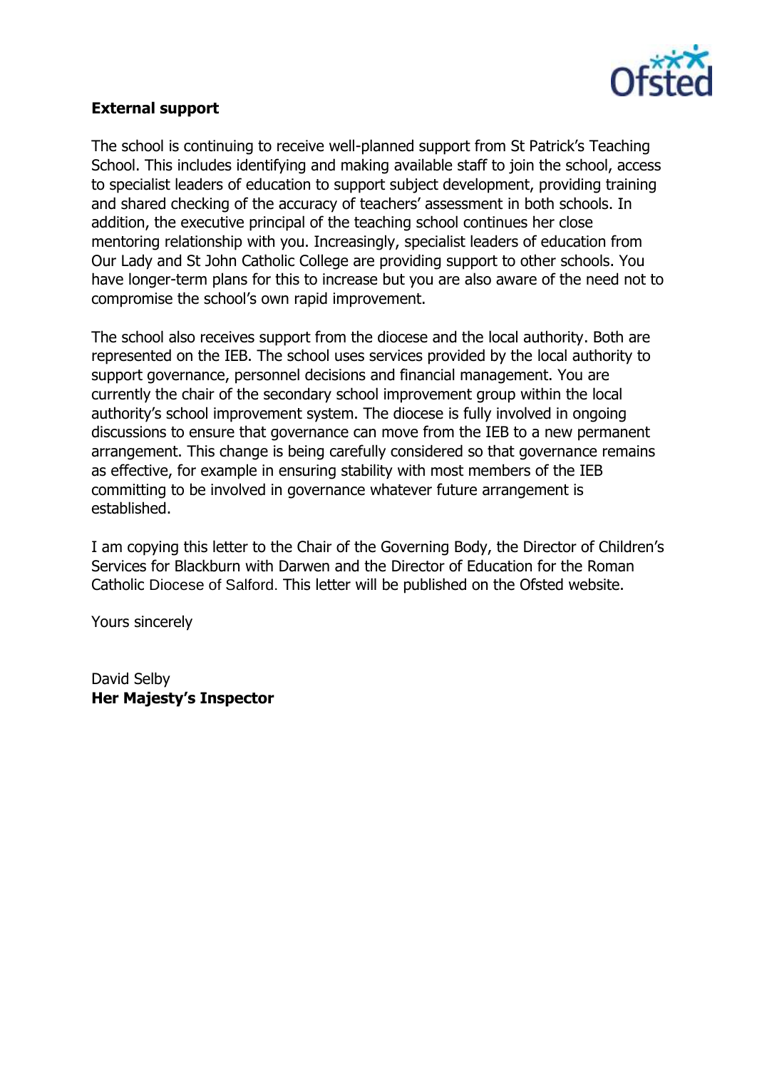**External support**

The school is continuing to receive well-planned support from St Patrick's Teaching School. This includes identifying and making available staff to join the school, access to specialist leaders of education to support subject development, providing training and shared checking of the accuracy of teachers' assessment in both schools. In addition, the executive principal of the teaching school continues her close mentoring relationship with you. Increasingly, specialist leaders of education from Our Lady and St John Catholic College are providing support to other schools. You have longer-term plans for this to increase but you are also aware of the need not to compromise the school's own rapid improvement.

The school also receives support from the diocese and the local authority. Both are represented on the IEB. The school uses services provided by the local authority to support governance, personnel decisions and financial management. You are currently the chair of the secondary school improvement group within the local authority's school improvement system. The diocese is fully involved in ongoing discussions to ensure that governance can move from the IEB to a new permanent arrangement. This change is being carefully considered so that governance remains as effective, for example in ensuring stability with most members of the IEB committing to be involved in governance whatever future arrangement is established.

I am copying this letter to the Chair of the Governing Body, the Director of Children's Services for Blackburn with Darwen and the Director of Education for the Roman Catholic Diocese of Salford. This letter will be published on the Ofsted website.

Yours sincerely

David Selby
**Her Majesty's Inspector**